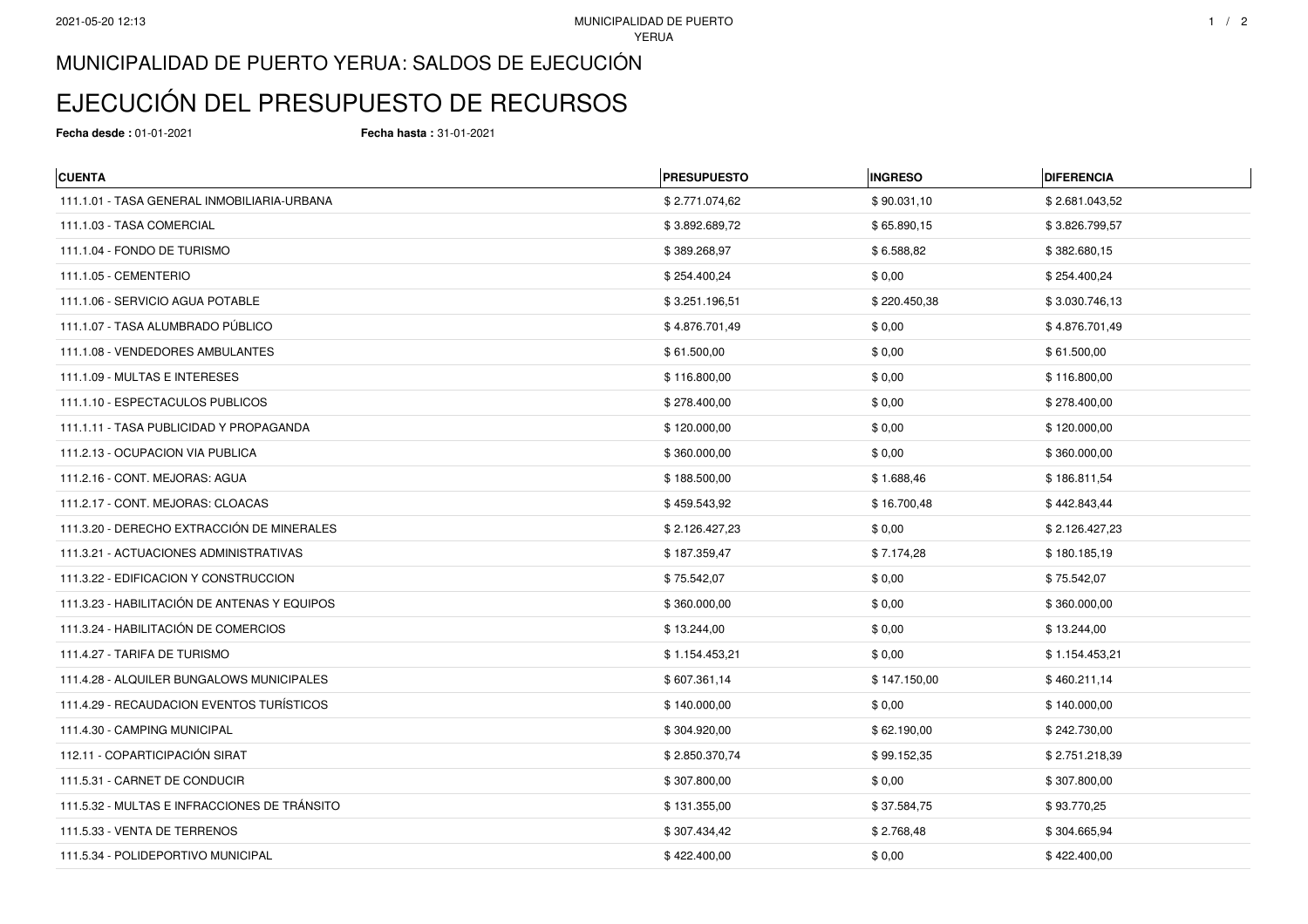# MUNICIPALIDAD DE PUERTO YERUA: SALDOS DE EJECUCIÓN

# EJECUCIÓN DEL PRESUPUESTO DE RECURSOS

**Fecha desde :** 01-01-2021 **Fecha hasta :** 31-01-2021

| CUENTA | PRESUPUESTO | INGRESO | DIFERENCIA |
|---|---|---|---|
| 111.1.01 - TASA GENERAL INMOBILIARIA-URBANA | $ 2.771.074,62 | $ 90.031,10 | $ 2.681.043,52 |
| 111.1.03 - TASA COMERCIAL | $ 3.892.689,72 | $ 65.890,15 | $ 3.826.799,57 |
| 111.1.04 - FONDO DE TURISMO | $ 389.268,97 | $ 6.588,82 | $ 382.680,15 |
| 111.1.05 - CEMENTERIO | $ 254.400,24 | $ 0,00 | $ 254.400,24 |
| 111.1.06 - SERVICIO AGUA POTABLE | $ 3.251.196,51 | $ 220.450,38 | $ 3.030.746,13 |
| 111.1.07 - TASA ALUMBRADO PÚBLICO | $ 4.876.701,49 | $ 0,00 | $ 4.876.701,49 |
| 111.1.08 - VENDEDORES AMBULANTES | $ 61.500,00 | $ 0,00 | $ 61.500,00 |
| 111.1.09 - MULTAS E INTERESES | $ 116.800,00 | $ 0,00 | $ 116.800,00 |
| 111.1.10 - ESPECTACULOS PUBLICOS | $ 278.400,00 | $ 0,00 | $ 278.400,00 |
| 111.1.11 - TASA PUBLICIDAD Y PROPAGANDA | $ 120.000,00 | $ 0,00 | $ 120.000,00 |
| 111.2.13 - OCUPACION VIA PUBLICA | $ 360.000,00 | $ 0,00 | $ 360.000,00 |
| 111.2.16 - CONT. MEJORAS: AGUA | $ 188.500,00 | $ 1.688,46 | $ 186.811,54 |
| 111.2.17 - CONT. MEJORAS: CLOACAS | $ 459.543,92 | $ 16.700,48 | $ 442.843,44 |
| 111.3.20 - DERECHO EXTRACCIÓN DE MINERALES | $ 2.126.427,23 | $ 0,00 | $ 2.126.427,23 |
| 111.3.21 - ACTUACIONES ADMINISTRATIVAS | $ 187.359,47 | $ 7.174,28 | $ 180.185,19 |
| 111.3.22 - EDIFICACION Y CONSTRUCCION | $ 75.542,07 | $ 0,00 | $ 75.542,07 |
| 111.3.23 - HABILITACIÓN DE ANTENAS Y EQUIPOS | $ 360.000,00 | $ 0,00 | $ 360.000,00 |
| 111.3.24 - HABILITACIÓN DE COMERCIOS | $ 13.244,00 | $ 0,00 | $ 13.244,00 |
| 111.4.27 - TARIFA DE TURISMO | $ 1.154.453,21 | $ 0,00 | $ 1.154.453,21 |
| 111.4.28 - ALQUILER BUNGALOWS MUNICIPALES | $ 607.361,14 | $ 147.150,00 | $ 460.211,14 |
| 111.4.29 - RECAUDACION EVENTOS TURÍSTICOS | $ 140.000,00 | $ 0,00 | $ 140.000,00 |
| 111.4.30 - CAMPING MUNICIPAL | $ 304.920,00 | $ 62.190,00 | $ 242.730,00 |
| 112.11 - COPARTICIPACIÓN SIRAT | $ 2.850.370,74 | $ 99.152,35 | $ 2.751.218,39 |
| 111.5.31 - CARNET DE CONDUCIR | $ 307.800,00 | $ 0,00 | $ 307.800,00 |
| 111.5.32 - MULTAS E INFRACCIONES DE TRÁNSITO | $ 131.355,00 | $ 37.584,75 | $ 93.770,25 |
| 111.5.33 - VENTA DE TERRENOS | $ 307.434,42 | $ 2.768,48 | $ 304.665,94 |
| 111.5.34 - POLIDEPORTIVO MUNICIPAL | $ 422.400,00 | $ 0,00 | $ 422.400,00 |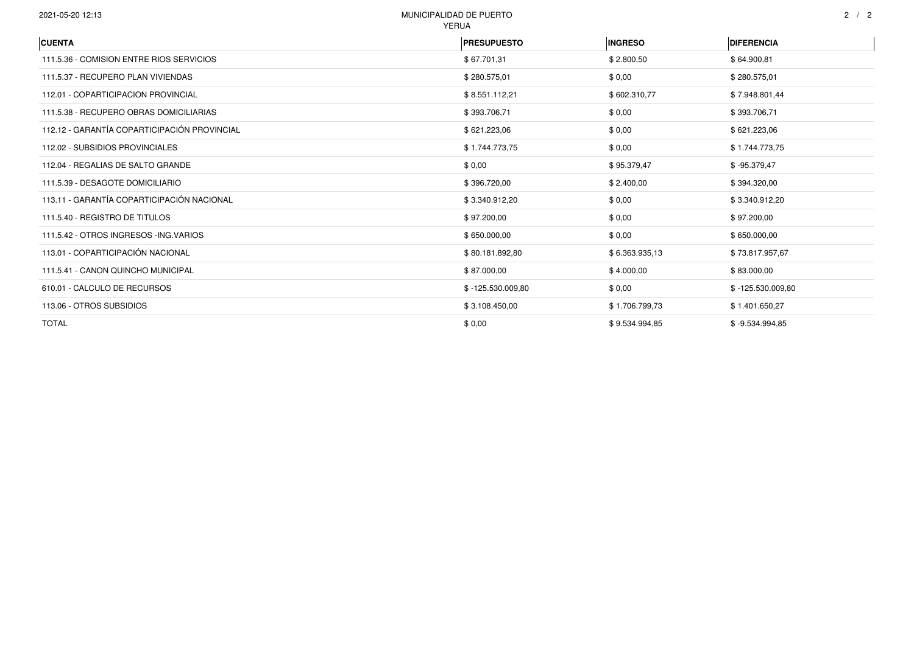| CUENTA | PRESUPUESTO | INGRESO | DIFERENCIA |
|---|---|---|---|
| 111.5.36 - COMISION ENTRE RIOS SERVICIOS | $ 67.701,31 | $ 2.800,50 | $ 64.900,81 |
| 111.5.37 - RECUPERO PLAN VIVIENDAS | $ 280.575,01 | $ 0,00 | $ 280.575,01 |
| 112.01 - COPARTICIPACION PROVINCIAL | $ 8.551.112,21 | $ 602.310,77 | $ 7.948.801,44 |
| 111.5.38 - RECUPERO OBRAS DOMICILIARIAS | $ 393.706,71 | $ 0,00 | $ 393.706,71 |
| 112.12 - GARANTÍA COPARTICIPACIÓN PROVINCIAL | $ 621.223,06 | $ 0,00 | $ 621.223,06 |
| 112.02 - SUBSIDIOS PROVINCIALES | $ 1.744.773,75 | $ 0,00 | $ 1.744.773,75 |
| 112.04 - REGALIAS DE SALTO GRANDE | $ 0,00 | $ 95.379,47 | $ -95.379,47 |
| 111.5.39 - DESAGOTE DOMICILIARIO | $ 396.720,00 | $ 2.400,00 | $ 394.320,00 |
| 113.11 - GARANTÍA COPARTICIPACIÓN NACIONAL | $ 3.340.912,20 | $ 0,00 | $ 3.340.912,20 |
| 111.5.40 - REGISTRO DE TITULOS | $ 97.200,00 | $ 0,00 | $ 97.200,00 |
| 111.5.42 - OTROS INGRESOS -ING.VARIOS | $ 650.000,00 | $ 0,00 | $ 650.000,00 |
| 113.01 - COPARTICIPACIÓN NACIONAL | $ 80.181.892,80 | $ 6.363.935,13 | $ 73.817.957,67 |
| 111.5.41 - CANON QUINCHO MUNICIPAL | $ 87.000,00 | $ 4.000,00 | $ 83.000,00 |
| 610.01 - CALCULO DE RECURSOS | $ -125.530.009,80 | $ 0,00 | $ -125.530.009,80 |
| 113.06 - OTROS SUBSIDIOS | $ 3.108.450,00 | $ 1.706.799,73 | $ 1.401.650,27 |
| TOTAL | $ 0,00 | $ 9.534.994,85 | $ -9.534.994,85 |